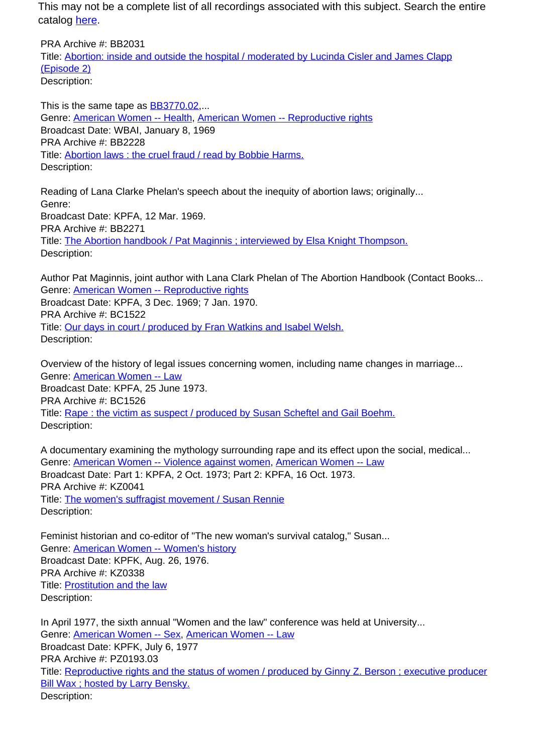This may not be a complete list of all recordings associated with this subject. Search the entire catalog here.

PRA Archive #: BB2031
Title: Abortion: inside and outside the hospital / moderated by Lucinda Cisler and James Clapp (Episode 2)
Description:

This is the same tape as BB3770.02,...
Genre: American Women -- Health, American Women -- Reproductive rights
Broadcast Date: WBAI, January 8, 1969
PRA Archive #: BB2228
Title: Abortion laws : the cruel fraud / read by Bobbie Harms.
Description:

Reading of Lana Clarke Phelan's speech about the inequity of abortion laws; originally...
Genre:
Broadcast Date: KPFA, 12 Mar. 1969.
PRA Archive #: BB2271
Title: The Abortion handbook / Pat Maginnis ; interviewed by Elsa Knight Thompson.
Description:

Author Pat Maginnis, joint author with Lana Clark Phelan of The Abortion Handbook (Contact Books...
Genre: American Women -- Reproductive rights
Broadcast Date: KPFA, 3 Dec. 1969; 7 Jan. 1970.
PRA Archive #: BC1522
Title: Our days in court / produced by Fran Watkins and Isabel Welsh.
Description:

Overview of the history of legal issues concerning women, including name changes in marriage...
Genre: American Women -- Law
Broadcast Date: KPFA, 25 June 1973.
PRA Archive #: BC1526
Title: Rape : the victim as suspect / produced by Susan Scheftel and Gail Boehm.
Description:

A documentary examining the mythology surrounding rape and its effect upon the social, medical...
Genre: American Women -- Violence against women, American Women -- Law
Broadcast Date: Part 1: KPFA, 2 Oct. 1973; Part 2: KPFA, 16 Oct. 1973.
PRA Archive #: KZ0041
Title: The women's suffragist movement / Susan Rennie
Description:

Feminist historian and co-editor of "The new woman's survival catalog," Susan...
Genre: American Women -- Women's history
Broadcast Date: KPFK, Aug. 26, 1976.
PRA Archive #: KZ0338
Title: Prostitution and the law
Description:

In April 1977, the sixth annual "Women and the law" conference was held at University...
Genre: American Women -- Sex, American Women -- Law
Broadcast Date: KPFK, July 6, 1977
PRA Archive #: PZ0193.03
Title: Reproductive rights and the status of women / produced by Ginny Z. Berson ; executive producer Bill Wax ; hosted by Larry Bensky.
Description: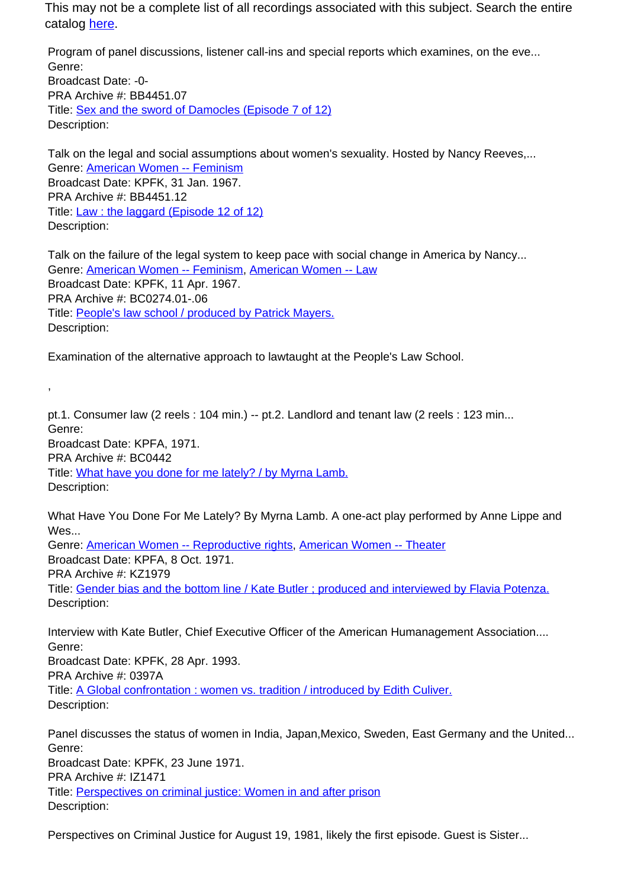This may not be a complete list of all recordings associated with this subject. Search the entire catalog [here](here).

Program of panel discussions, listener call-ins and special reports which examines, on the eve...
Genre:
Broadcast Date: -0-
PRA Archive #: BB4451.07
Title: [Sex and the sword of Damocles (Episode 7 of 12)]()
Description:

Talk on the legal and social assumptions about women's sexuality. Hosted by Nancy Reeves,...
Genre: [American Women -- Feminism]()
Broadcast Date: KPFK, 31 Jan. 1967.
PRA Archive #: BB4451.12
Title: [Law : the laggard (Episode 12 of 12)]()
Description:

Talk on the failure of the legal system to keep pace with social change in America by Nancy...
Genre: [American Women -- Feminism](), [American Women -- Law]()
Broadcast Date: KPFK, 11 Apr. 1967.
PRA Archive #: BC0274.01-.06
Title: [People's law school / produced by Patrick Mayers.]()
Description:

Examination of the alternative approach to lawtaught at the People's Law School.

,

pt.1. Consumer law (2 reels : 104 min.) -- pt.2. Landlord and tenant law (2 reels : 123 min...
Genre:
Broadcast Date: KPFA, 1971.
PRA Archive #: BC0442
Title: [What have you done for me lately? / by Myrna Lamb.]()
Description:

What Have You Done For Me Lately? By Myrna Lamb. A one-act play performed by Anne Lippe and Wes...
Genre: [American Women -- Reproductive rights](), [American Women -- Theater]()
Broadcast Date: KPFA, 8 Oct. 1971.
PRA Archive #: KZ1979
Title: [Gender bias and the bottom line / Kate Butler ; produced and interviewed by Flavia Potenza.]()
Description:

Interview with Kate Butler, Chief Executive Officer of the American Humanagement Association....
Genre:
Broadcast Date: KPFK, 28 Apr. 1993.
PRA Archive #: 0397A
Title: [A Global confrontation : women vs. tradition / introduced by Edith Culiver.]()
Description:

Panel discusses the status of women in India, Japan,Mexico, Sweden, East Germany and the United...
Genre:
Broadcast Date: KPFK, 23 June 1971.
PRA Archive #: IZ1471
Title: [Perspectives on criminal justice: Women in and after prison]()
Description:

Perspectives on Criminal Justice for August 19, 1981, likely the first episode. Guest is Sister...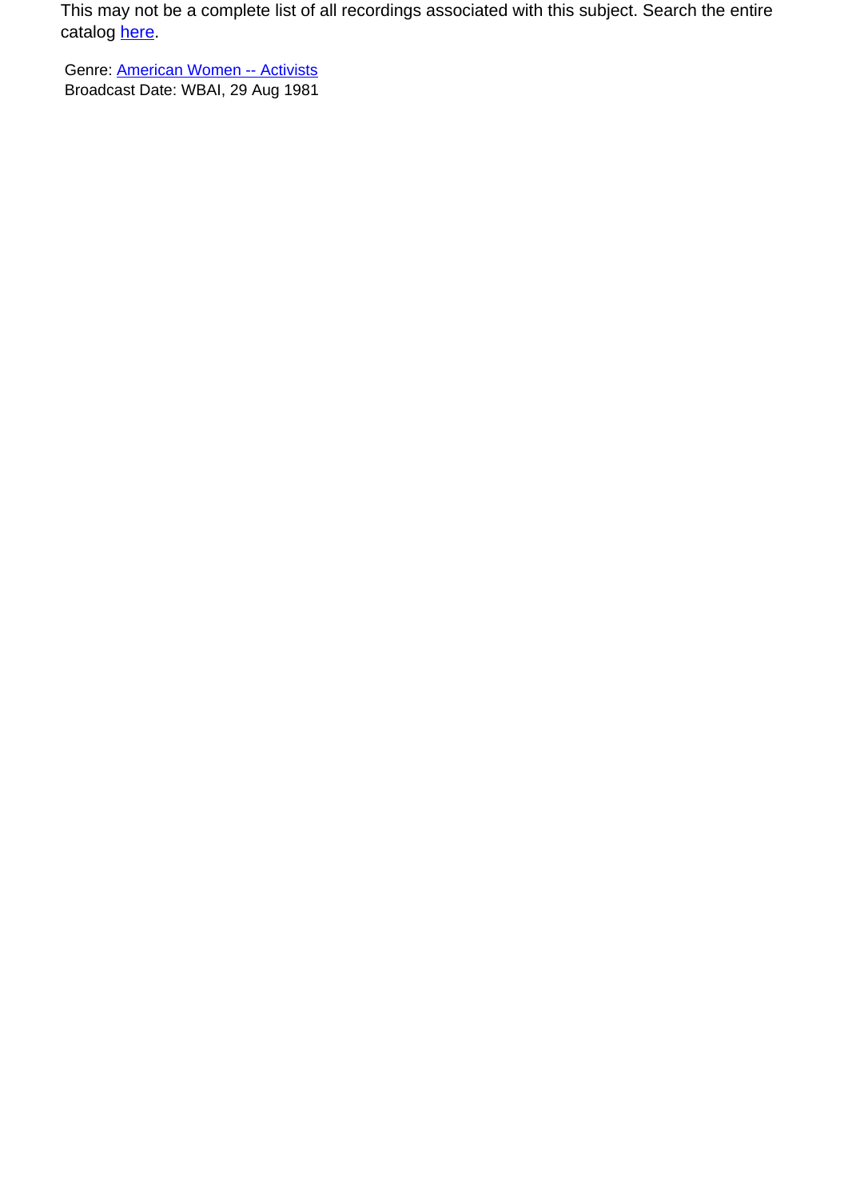This may not be a complete list of all recordings associated with this subject. Search the entire catalog here.

Genre: American Women -- Activists
Broadcast Date: WBAI, 29 Aug 1981